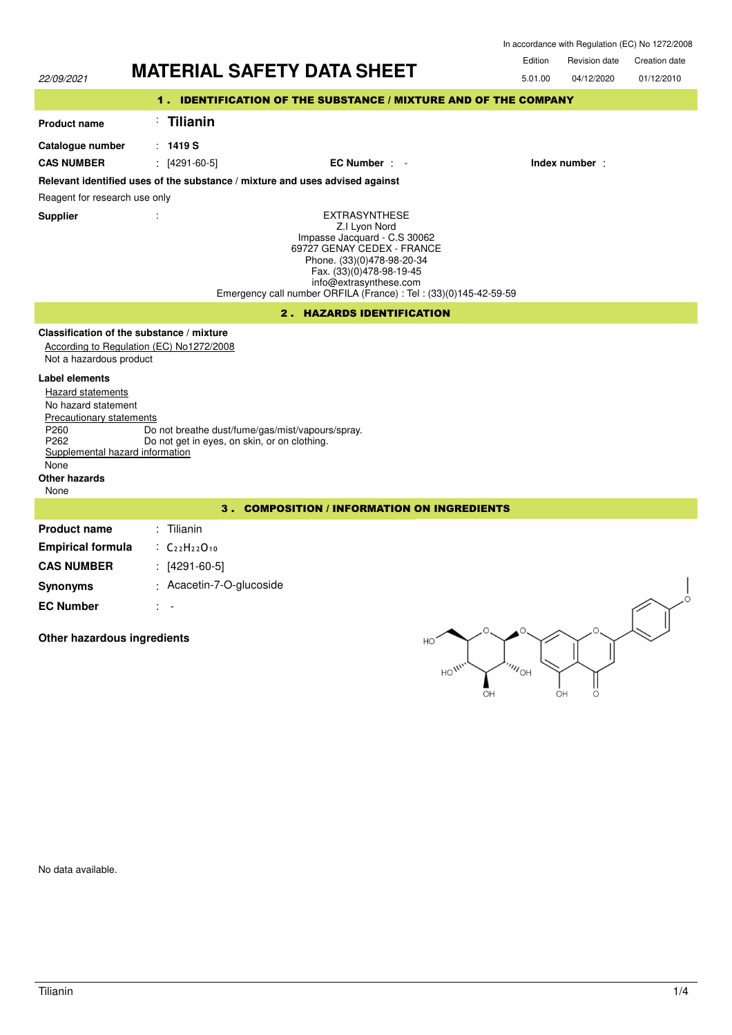In accordance with Regulation (EC) No 1272/2008

22/09/2021

# MATERIAL SAFETY DATA SHEET

| Edition | Revision date | Creation date |
|---|---|---|
| 5.01.00 | 04/12/2020 | 01/12/2010 |

## 1 . IDENTIFICATION OF THE SUBSTANCE / MIXTURE AND OF THE COMPANY

**Product name** : **Tilianin**

**Catalogue number** : **1419 S**

**CAS NUMBER** : [4291-60-5] **EC Number** : - **Index number** :

**Relevant identified uses of the substance / mixture and uses advised against**

Reagent for research use only

**Supplier** :

EXTRASYNTHESE
Z.I Lyon Nord
Impasse Jacquard - C.S 30062
69727 GENAY CEDEX - FRANCE
Phone. (33)(0)478-98-20-34
Fax. (33)(0)478-98-19-45
info@extrasynthese.com
Emergency call number ORFILA (France) : Tel : (33)(0)145-42-59-59

## 2 . HAZARDS IDENTIFICATION

**Classification of the substance / mixture**

According to Regulation (EC) No1272/2008

Not a hazardous product

**Label elements**

Hazard statements

No hazard statement

Precautionary statements

P260 Do not breathe dust/fume/gas/mist/vapours/spray.

P262 Do not get in eyes, on skin, or on clothing.

Supplemental hazard information

None

**Other hazards**

None

## 3 . COMPOSITION / INFORMATION ON INGREDIENTS

**Product name** : Tilianin

**Empirical formula** : $C_{22}H_{22}O_{10}$

**CAS NUMBER** : [4291-60-5]

**Synonyms** : Acacetin-7-O-glucoside

**EC Number** : -

**Other hazardous ingredients**

No data available.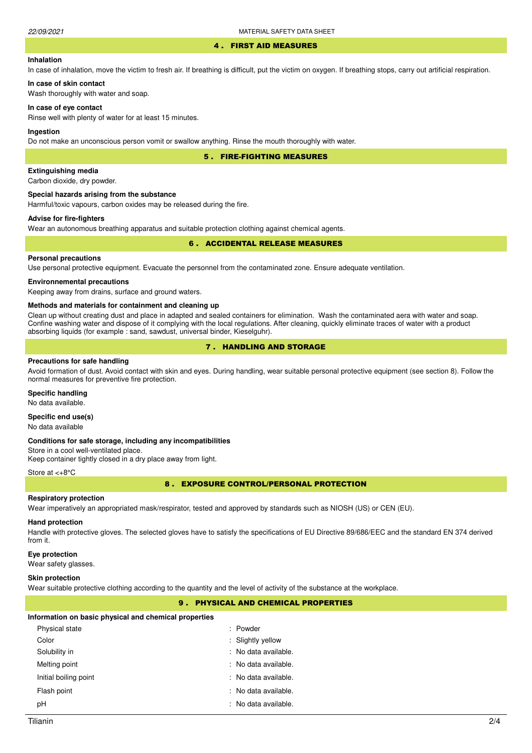## 4 . FIRST AID MEASURES

### Inhalation

In case of inhalation, move the victim to fresh air. If breathing is difficult, put the victim on oxygen. If breathing stops, carry out artificial respiration.

### In case of skin contact

Wash thoroughly with water and soap.

### In case of eye contact

Rinse well with plenty of water for at least 15 minutes.

### Ingestion

Do not make an unconscious person vomit or swallow anything. Rinse the mouth thoroughly with water.

## 5 . FIRE-FIGHTING MEASURES

### Extinguishing media

Carbon dioxide, dry powder.

### Special hazards arising from the substance

Harmful/toxic vapours, carbon oxides may be released during the fire.

### Advise for fire-fighters

Wear an autonomous breathing apparatus and suitable protection clothing against chemical agents.

## 6 . ACCIDENTAL RELEASE MEASURES

### Personal precautions

Use personal protective equipment. Evacuate the personnel from the contaminated zone. Ensure adequate ventilation.

### Environnemental precautions

Keeping away from drains, surface and ground waters.

### Methods and materials for containment and cleaning up

Clean up without creating dust and place in adapted and sealed containers for elimination. Wash the contaminated aera with water and soap. Confine washing water and dispose of it complying with the local regulations. After cleaning, quickly eliminate traces of water with a product absorbing liquids (for example : sand, sawdust, universal binder, Kieselguhr).

## 7 . HANDLING AND STORAGE

### Precautions for safe handling

Avoid formation of dust. Avoid contact with skin and eyes. During handling, wear suitable personal protective equipment (see section 8). Follow the normal measures for preventive fire protection.

### Specific handling

No data available.

### Specific end use(s)

No data available

### Conditions for safe storage, including any incompatibilities

Store in a cool well-ventilated place.
Keep container tightly closed in a dry place away from light.

Store at <+8°C

## 8 . EXPOSURE CONTROL/PERSONAL PROTECTION

### Respiratory protection

Wear imperatively an appropriated mask/respirator, tested and approved by standards such as NIOSH (US) or CEN (EU).

### Hand protection

Handle with protective gloves. The selected gloves have to satisfy the specifications of EU Directive 89/686/EEC and the standard EN 374 derived from it.

### Eye protection

Wear safety glasses.

### Skin protection

Wear suitable protective clothing according to the quantity and the level of activity of the substance at the workplace.

## 9 . PHYSICAL AND CHEMICAL PROPERTIES

### Information on basic physical and chemical properties

| Property | Value |
|---|---|
| Physical state | : Powder |
| Color | : Slightly yellow |
| Solubility in | : No data available. |
| Melting point | : No data available. |
| Initial boiling point | : No data available. |
| Flash point | : No data available. |
| pH | : No data available. |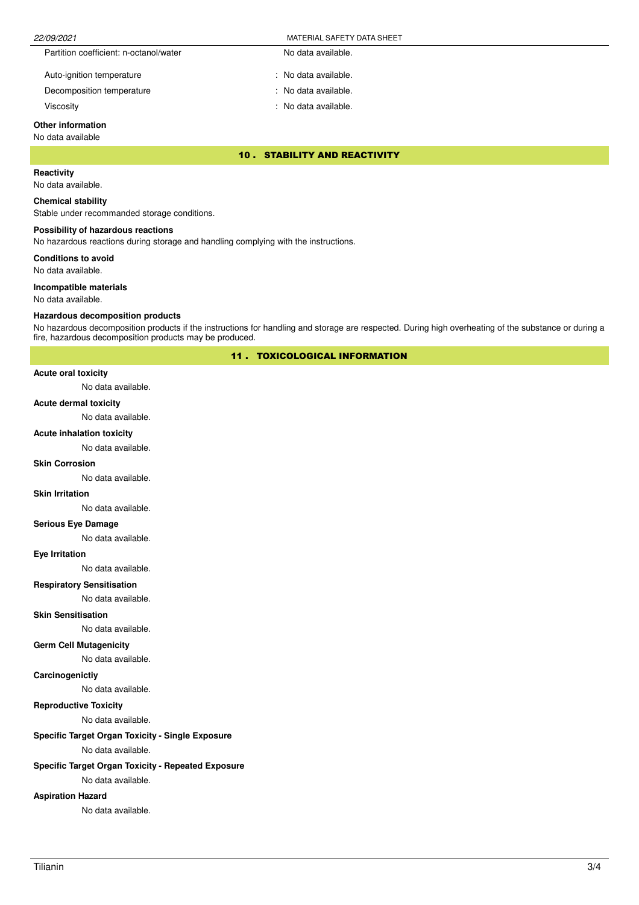| | |
|---|---|
| Partition coefficient: n-octanol/water | No data available. |
| Auto-ignition temperature | : No data available. |
| Decomposition temperature | : No data available. |
| Viscosity | : No data available. |

**Other information**

No data available

## 10 . STABILITY AND REACTIVITY

**Reactivity**

No data available.

**Chemical stability**

Stable under recommanded storage conditions.

**Possibility of hazardous reactions**

No hazardous reactions during storage and handling complying with the instructions.

**Conditions to avoid**

No data available.

**Incompatible materials**

No data available.

**Hazardous decomposition products**

No hazardous decomposition products if the instructions for handling and storage are respected. During high overheating of the substance or during a fire, hazardous decomposition products may be produced.

## 11 . TOXICOLOGICAL INFORMATION

**Acute oral toxicity**

No data available.

**Acute dermal toxicity**

No data available.

**Acute inhalation toxicity**

No data available.

**Skin Corrosion**

No data available.

**Skin Irritation**

No data available.

**Serious Eye Damage**

No data available.

**Eye Irritation**

No data available.

**Respiratory Sensitisation**

No data available.

**Skin Sensitisation**

No data available.

**Germ Cell Mutagenicity**

No data available.

**Carcinogenictiy**

No data available.

**Reproductive Toxicity**

No data available.

**Specific Target Organ Toxicity - Single Exposure**

No data available.

**Specific Target Organ Toxicity - Repeated Exposure**

No data available.

**Aspiration Hazard**

No data available.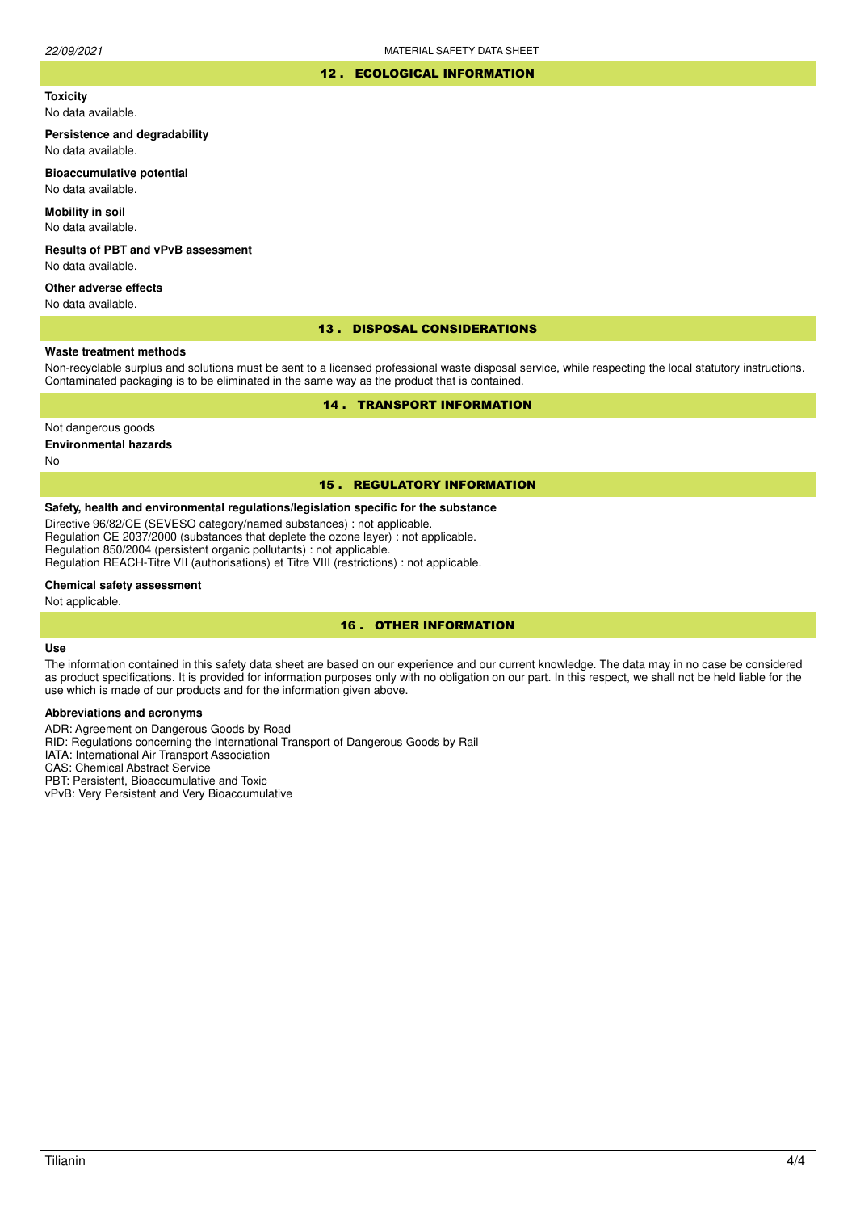## 12 . ECOLOGICAL INFORMATION

**Toxicity**
No data available.

**Persistence and degradability**
No data available.

**Bioaccumulative potential**
No data available.

**Mobility in soil**
No data available.

**Results of PBT and vPvB assessment**
No data available.

**Other adverse effects**
No data available.

## 13 . DISPOSAL CONSIDERATIONS

**Waste treatment methods**

Non-recyclable surplus and solutions must be sent to a licensed professional waste disposal service, while respecting the local statutory instructions. Contaminated packaging is to be eliminated in the same way as the product that is contained.

## 14 . TRANSPORT INFORMATION

Not dangerous goods

**Environmental hazards**

No

## 15 . REGULATORY INFORMATION

**Safety, health and environmental regulations/legislation specific for the substance**

Directive 96/82/CE (SEVESO category/named substances) : not applicable.
Regulation CE 2037/2000 (substances that deplete the ozone layer) : not applicable.
Regulation 850/2004 (persistent organic pollutants) : not applicable.
Regulation REACH-Titre VII (authorisations) et Titre VIII (restrictions) : not applicable.

**Chemical safety assessment**

Not applicable.

## 16 . OTHER INFORMATION

**Use**

The information contained in this safety data sheet are based on our experience and our current knowledge. The data may in no case be considered as product specifications. It is provided for information purposes only with no obligation on our part. In this respect, we shall not be held liable for the use which is made of our products and for the information given above.

**Abbreviations and acronyms**

ADR: Agreement on Dangerous Goods by Road
RID: Regulations concerning the International Transport of Dangerous Goods by Rail
IATA: International Air Transport Association
CAS: Chemical Abstract Service
PBT: Persistent, Bioaccumulative and Toxic
vPvB: Very Persistent and Very Bioaccumulative